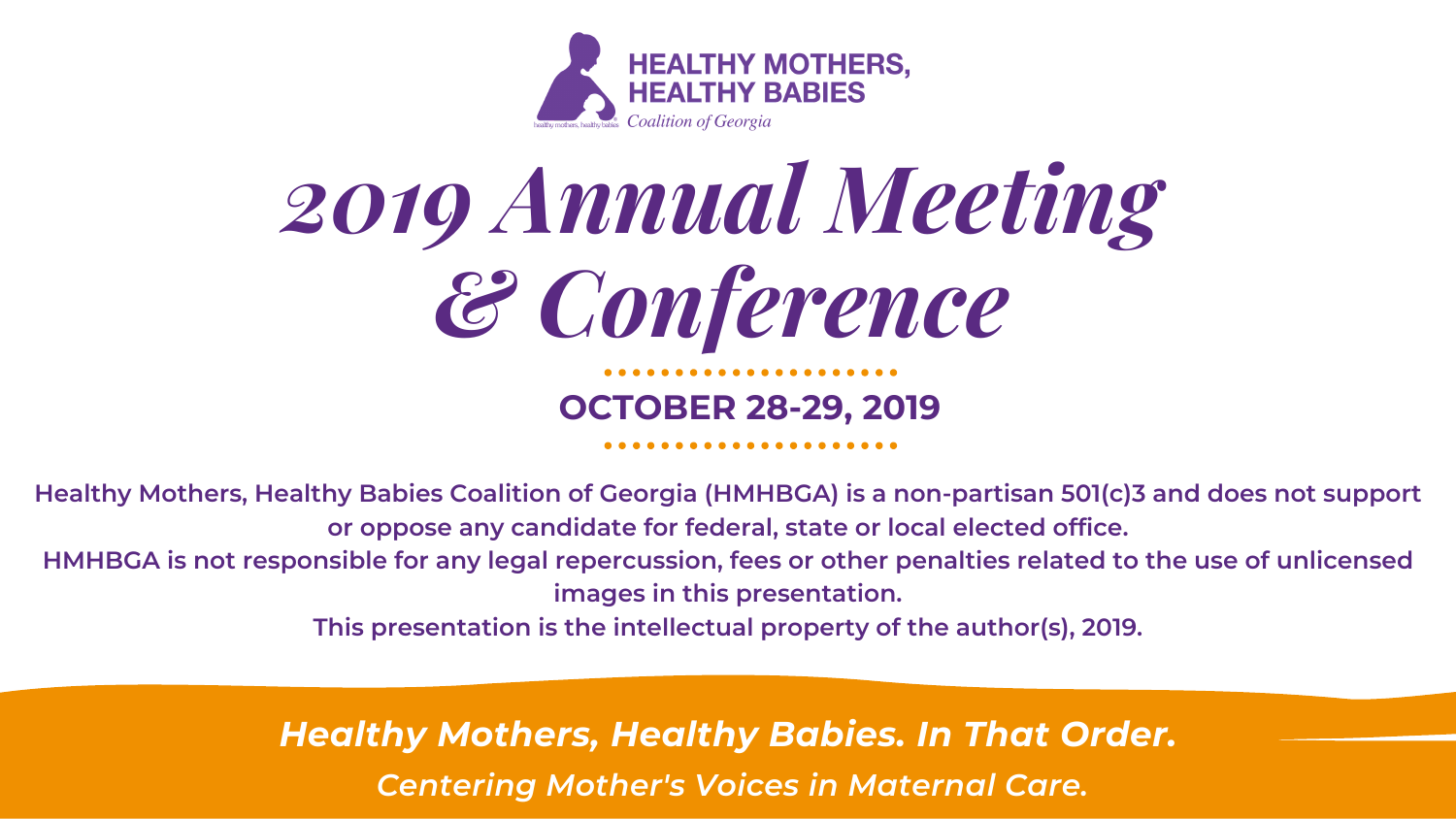HEALTHY MOTHERS, HEALTHY BABIES

Coalition of Georgia

# 2019 Annual Meeting & Conference

**OCTOBER 28-29, 2019**

**Healthy Mothers, Healthy Babies Coalition of Georgia (HMHBGA) is a non-partisan 501(c)3 and does not support or oppose any candidate for federal, state or local elected office.**

**HMHBGA is not responsible for any legal repercussion, fees or other penalties related to the use of unlicensed images in this presentation.**

**This presentation is the intellectual property of the author(s), 2019.**

***Healthy Mothers, Healthy Babies. In That Order.***

***Centering Mother's Voices in Maternal Care.***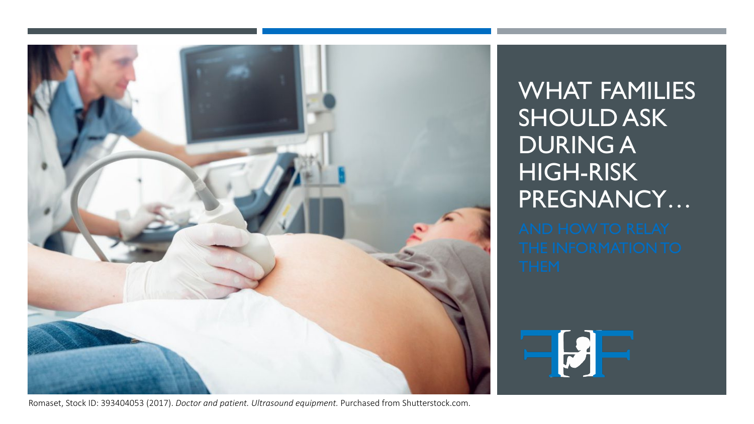# WHAT FAMILIES SHOULD ASK DURING A HIGH-RISK PREGNANCY…

## AND HOW TO RELAY THE INFORMATION TO THEM

Romaset, Stock ID: 393404053 (2017). *Doctor and patient. Ultrasound equipment.* Purchased from Shutterstock.com.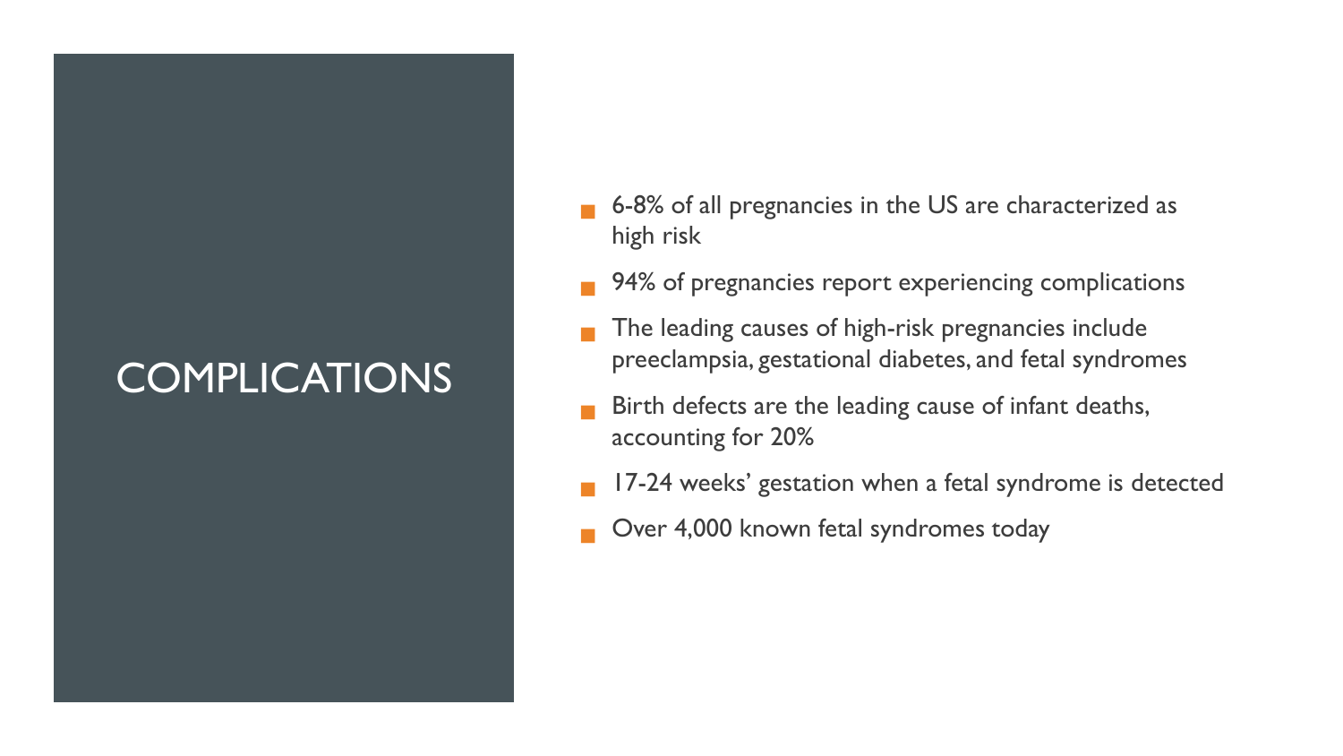# COMPLICATIONS

- 6-8% of all pregnancies in the US are characterized as high risk
- 94% of pregnancies report experiencing complications
- The leading causes of high-risk pregnancies include preeclampsia, gestational diabetes, and fetal syndromes
- Birth defects are the leading cause of infant deaths, accounting for 20%
- 17-24 weeks' gestation when a fetal syndrome is detected
- Over 4,000 known fetal syndromes today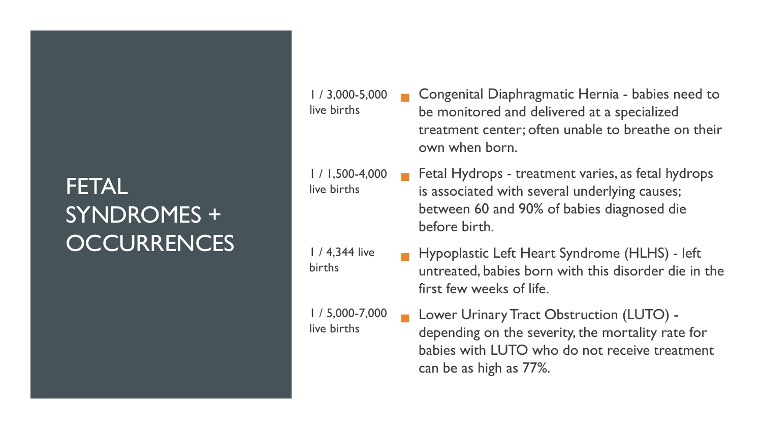# FETAL SYNDROMES + OCCURRENCES

| Occurrence | Syndrome |
| --- | --- |
| 1 / 3,000-5,000 live births | Congenital Diaphragmatic Hernia - babies need to be monitored and delivered at a specialized treatment center; often unable to breathe on their own when born. |
| 1 / 1,500-4,000 live births | Fetal Hydrops - treatment varies, as fetal hydrops is associated with several underlying causes; between 60 and 90% of babies diagnosed die before birth. |
| 1 / 4,344 live births | Hypoplastic Left Heart Syndrome (HLHS) - left untreated, babies born with this disorder die in the first few weeks of life. |
| 1 / 5,000-7,000 live births | Lower Urinary Tract Obstruction (LUTO) - depending on the severity, the mortality rate for babies with LUTO who do not receive treatment can be as high as 77%. |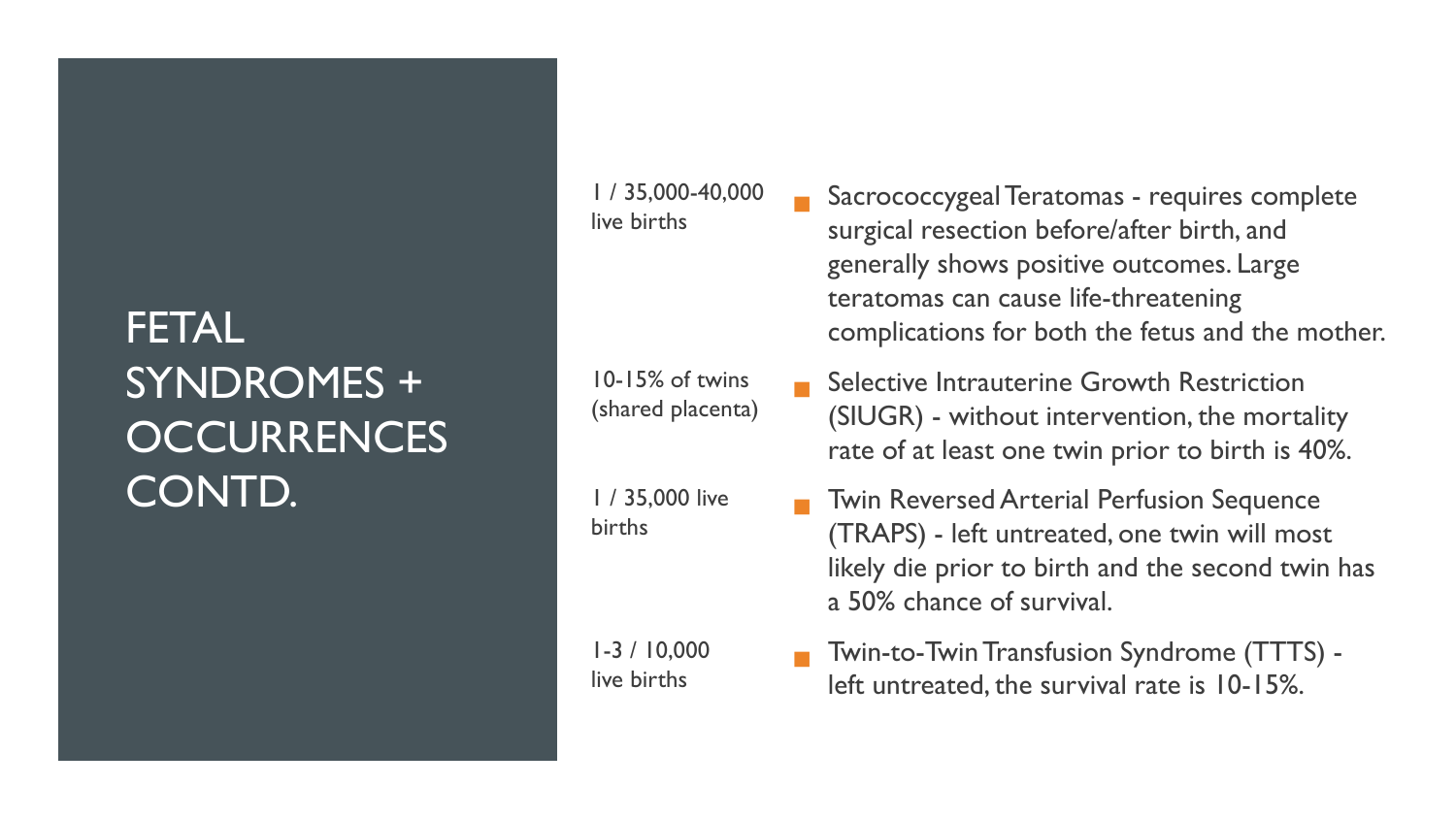# FETAL SYNDROMES + OCCURRENCES CONTD.

| Occurrence | Syndrome |
|---|---|
| 1 / 35,000-40,000 live births | Sacrococcygeal Teratomas - requires complete surgical resection before/after birth, and generally shows positive outcomes. Large teratomas can cause life-threatening complications for both the fetus and the mother. |
| 10-15% of twins (shared placenta) | Selective Intrauterine Growth Restriction (SIUGR) - without intervention, the mortality rate of at least one twin prior to birth is 40%. |
| 1 / 35,000 live births | Twin Reversed Arterial Perfusion Sequence (TRAPS) - left untreated, one twin will most likely die prior to birth and the second twin has a 50% chance of survival. |
| 1-3 / 10,000 live births | Twin-to-Twin Transfusion Syndrome (TTTS) - left untreated, the survival rate is 10-15%. |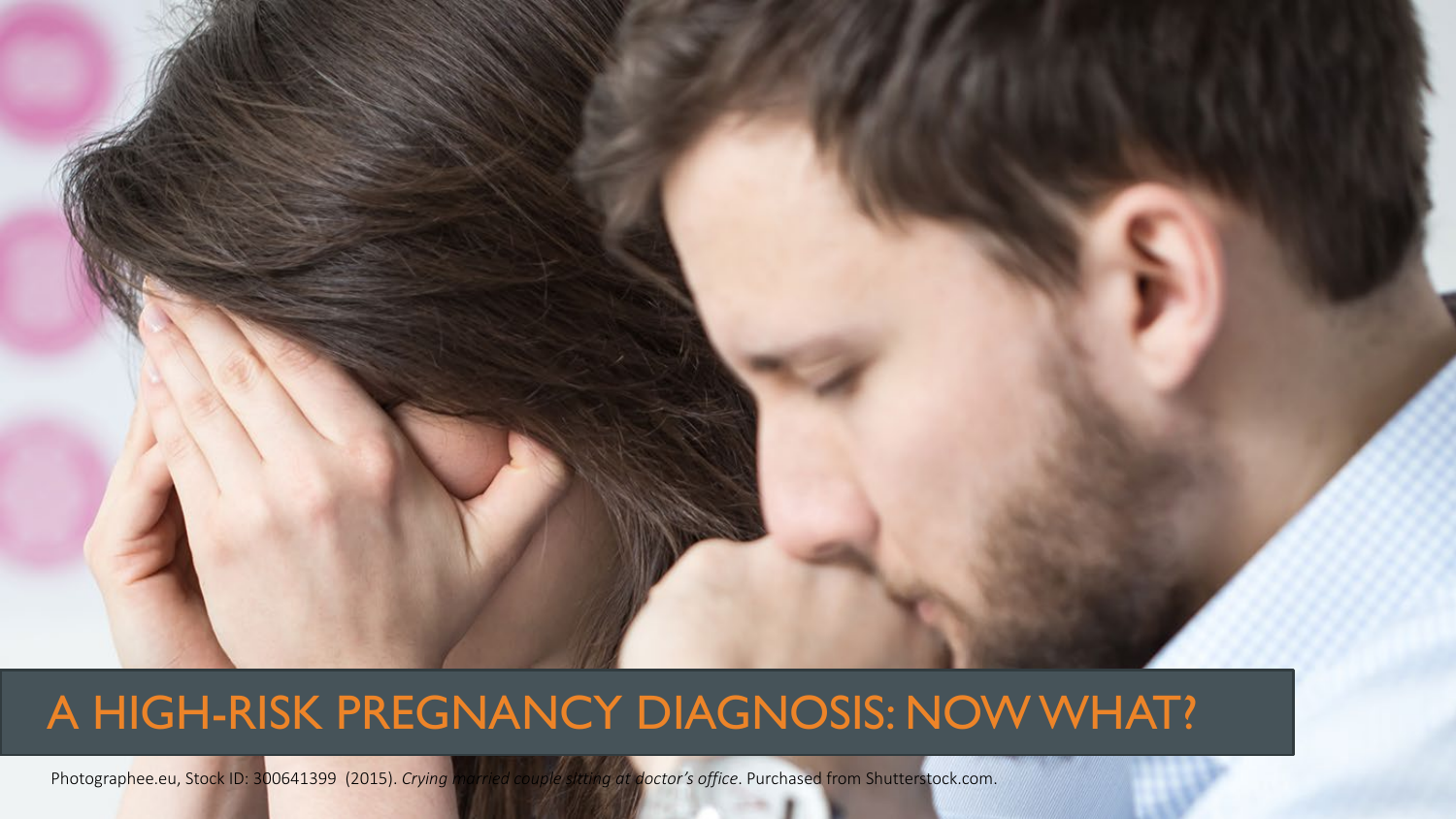# A HIGH-RISK PREGNANCY DIAGNOSIS: NOW WHAT?

Photographee.eu, Stock ID: 300641399 (2015). *Crying married couple sitting at doctor's office*. Purchased from Shutterstock.com.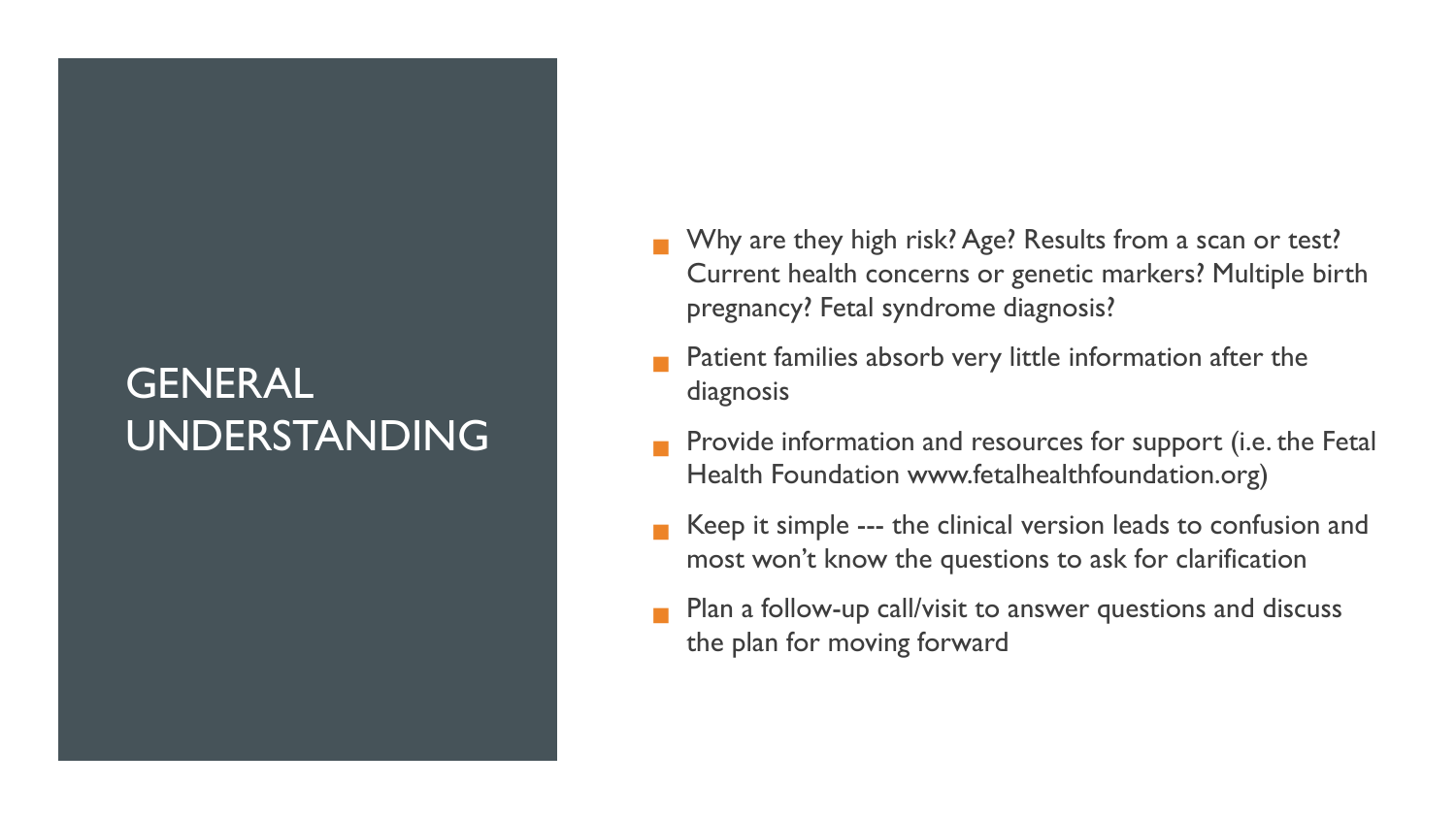# GENERAL UNDERSTANDING

- Why are they high risk? Age? Results from a scan or test? Current health concerns or genetic markers? Multiple birth pregnancy? Fetal syndrome diagnosis?
- Patient families absorb very little information after the diagnosis
- Provide information and resources for support (i.e. the Fetal Health Foundation www.fetalhealthfoundation.org)
- Keep it simple --- the clinical version leads to confusion and most won't know the questions to ask for clarification
- Plan a follow-up call/visit to answer questions and discuss the plan for moving forward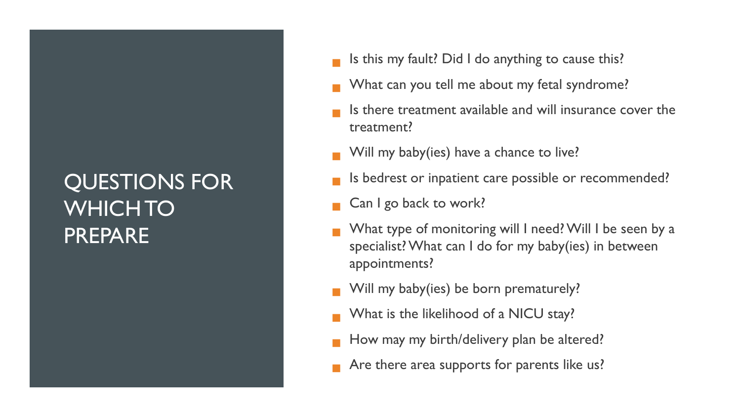# QUESTIONS FOR WHICH TO PREPARE

- Is this my fault? Did I do anything to cause this?
- What can you tell me about my fetal syndrome?
- Is there treatment available and will insurance cover the treatment?
- Will my baby(ies) have a chance to live?
- Is bedrest or inpatient care possible or recommended?
- Can I go back to work?
- What type of monitoring will I need? Will I be seen by a specialist? What can I do for my baby(ies) in between appointments?
- Will my baby(ies) be born prematurely?
- What is the likelihood of a NICU stay?
- How may my birth/delivery plan be altered?
- Are there area supports for parents like us?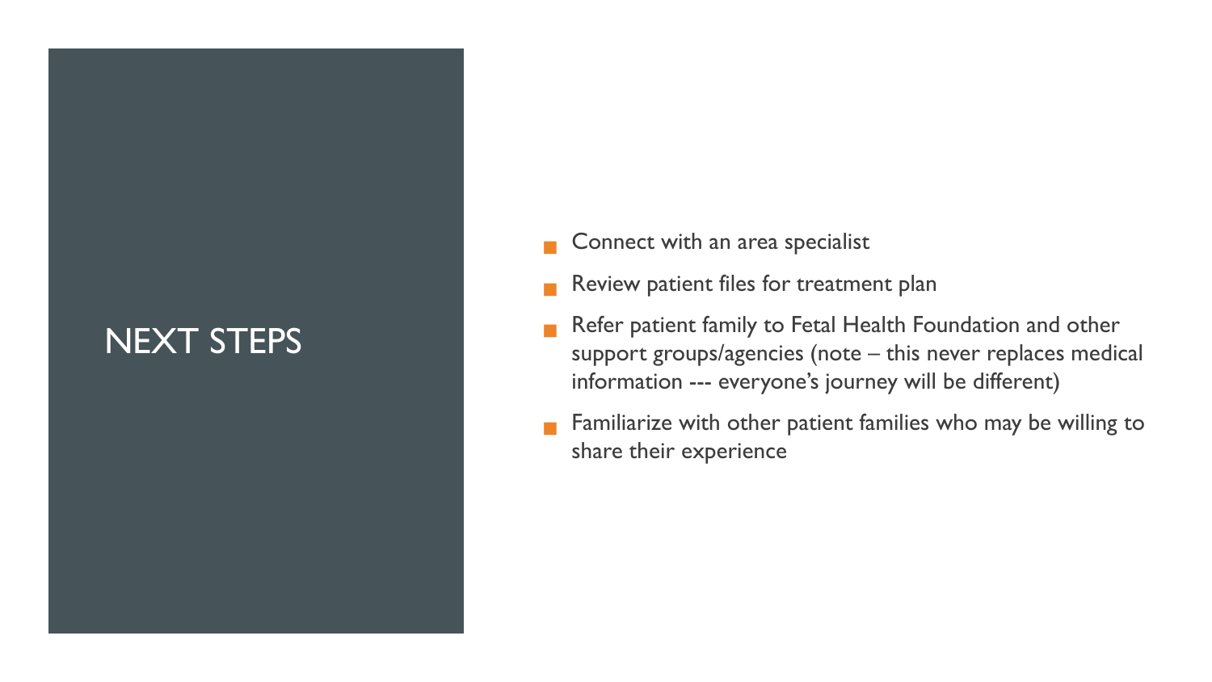# NEXT STEPS

- Connect with an area specialist
- Review patient files for treatment plan
- Refer patient family to Fetal Health Foundation and other support groups/agencies (note – this never replaces medical information --- everyone's journey will be different)
- Familiarize with other patient families who may be willing to share their experience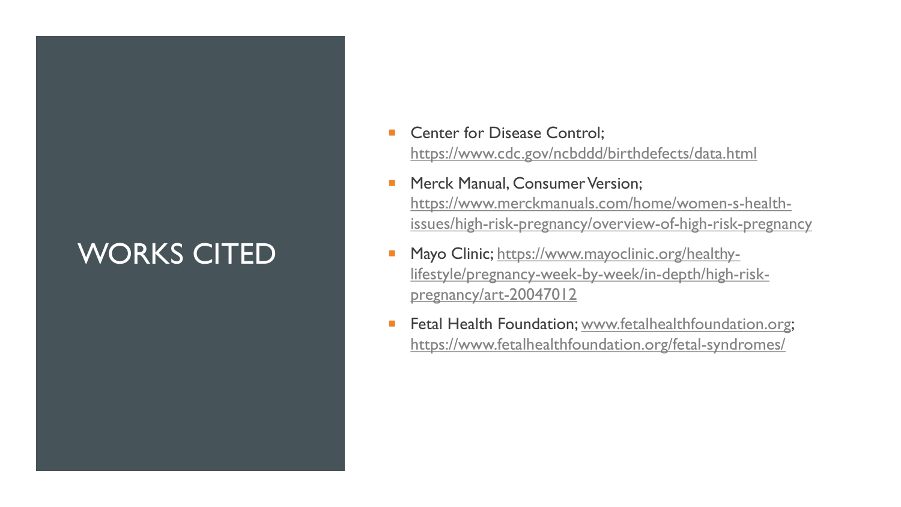# WORKS CITED

- Center for Disease Control; https://www.cdc.gov/ncbddd/birthdefects/data.html
- Merck Manual, Consumer Version; https://www.merckmanuals.com/home/women-s-health-issues/high-risk-pregnancy/overview-of-high-risk-pregnancy
- Mayo Clinic; https://www.mayoclinic.org/healthy-lifestyle/pregnancy-week-by-week/in-depth/high-risk-pregnancy/art-20047012
- Fetal Health Foundation; www.fetalhealthfoundation.org; https://www.fetalhealthfoundation.org/fetal-syndromes/